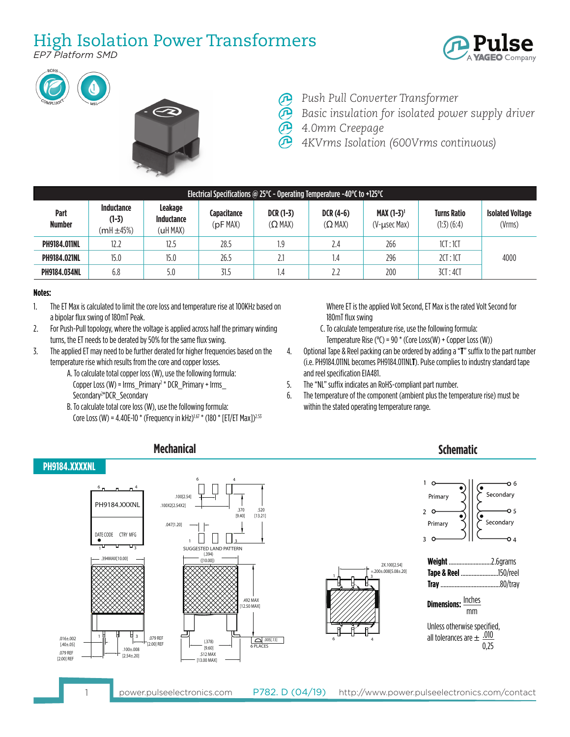# High Isolation Power Transformers

*EP7 Platform SMD*

- *Push Pull Converter Transformer*
- *Basic insulation for isolated power supply driver*
- *4.0mm Creepage*
- *4KVrms Isolation (600Vrms continuous)*

| Electrical Specifications @ 25°C - Operating Temperature -40°C to +125°C | | | | | | | | |
|---|---|---|---|---|---|---|---|---|
| **Part Number** | **Inductance (1-3)** (mH ±45%) | **Leakage Inductance** (uH MAX) | **Capacitance** (pF MAX) | **DCR (1-3)** (Ω MAX) | **DCR (4-6)** (Ω MAX) | **MAX (1-3)**[1] (V-µsec Max) | **Turns Ratio** (1:3) (6:4) | **Isolated Voltage** (Vrms) |
| **PH9184.011NL** | 12.2 | 12.5 | 28.5 | 1.9 | 2.4 | 266 | 1CT : 1CT | 4000 |
| **PH9184.021NL** | 15.0 | 15.0 | 26.5 | 2.1 | 1.4 | 296 | 2CT : 1CT | |
| **PH9184.034NL** | 6.8 | 5.0 | 31.5 | 1.4 | 2.2 | 200 | 3CT : 4CT | |

**Notes:**

1. The ET Max is calculated to limit the core loss and temperature rise at 100KHz based on a bipolar flux swing of 180mT Peak.
2. For Push-Pull topology, where the voltage is applied across half the primary winding turns, the ET needs to be derated by 50% for the same flux swing.
3. The applied ET may need to be further derated for higher frequencies based on the temperature rise which results from the core and copper losses.
   A. To calculate total copper loss (W), use the following formula:
   Copper Loss (W) = $Irms\_Primary^2 * DCR\_Primary + Irms\_Secondary^2 * DCR\_Secondary$
   B. To calculate total core loss (W), use the following formula:
   Core Loss (W) = $4.40E\text{-}10 * (\text{Frequency in kHz})^{1.67} * (180 * [ET/ET\ Max])^{2.53}$
   Where ET is the applied Volt Second, ET Max is the rated Volt Second for 180mT flux swing
   C. To calculate temperature rise, use the following formula:
   Temperature Rise (°C) = 90 * (Core Loss(W) + Copper Loss (W))
4. Optional Tape & Reel packing can be ordered by adding a "**T**" suffix to the part number (i.e. PH9184.011NL becomes PH9184.011NL**T**). Pulse complies to industry standard tape and reel specification EIA481.
5. The "NL" suffix indicates an RoHS-compliant part number.
6. The temperature of the component (ambient plus the temperature rise) must be within the stated operating temperature range.

## Mechanical

**PH9184.XXXXNL**

PH9184.XXXNL
DATE CODE CTRY MFG

.100[2.54]
.100X2[2.54X2]
.370 [9.40]
.520 [13.21]
.047[1.20]
SUGGESTED LAND PATTERN
.394MAX[10.00]
(.394) ([10.00])
.492 MAX [12.50 MAX]
.016±.002 [.40±.05]
.079 REF [2.00] REF
.100±.008 [2.54±.20]
.079 REF [2.00] REF
(.378) [9.60]
.512 MAX [13.00 MAX]
.005[.13] 6 PLACES
2X.100[2.54]
=.200±.008[5.08±.20]

## Schematic

1 Primary 2 Primary 3 — 6 Secondary 5 Secondary 4

**Weight** ..........2.6grams
**Tape & Reel** ..........150/reel
**Tray** ..........80/tray

**Dimensions:** Inches / mm

Unless otherwise specified, all tolerances are ± .010 / 0,25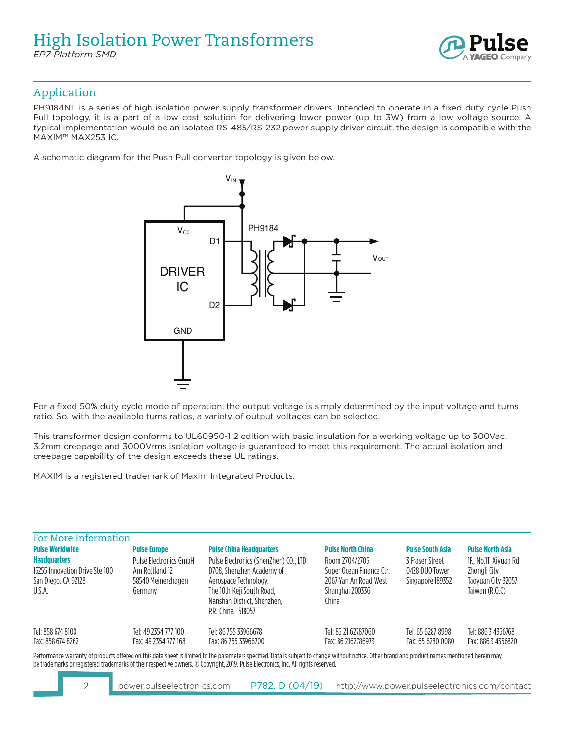## Application

PH9184NL is a series of high isolation power supply transformer drivers. Intended to operate in a fixed duty cycle Push Pull topology, it is a part of a low cost solution for delivering lower power (up to 3W) from a low voltage source. A typical implementation would be an isolated RS-485/RS-232 power supply driver circuit, the design is compatible with the MAXIM™ MAX253 IC.

A schematic diagram for the Push Pull converter topology is given below.

$V_{IN}$

$V_{CC}$

D1

DRIVER IC

D2

GND

PH9184

$V_{OUT}$

For a fixed 50% duty cycle mode of operation, the output voltage is simply determined by the input voltage and turns ratio. So, with the available turns ratios, a variety of output voltages can be selected.

This transformer design conforms to UL60950-1 2 edition with basic insulation for a working voltage up to 300Vac. 3.2mm creepage and 3000Vrms isolation voltage is guaranteed to meet this requirement. The actual isolation and creepage capability of the design exceeds these UL ratings.

MAXIM is a registered trademark of Maxim Integrated Products.

## For More Information

| Pulse Worldwide Headquarters | Pulse Europe | Pulse China Headquarters | Pulse North China | Pulse South Asia | Pulse North Asia |
|---|---|---|---|---|---|
| 15255 Innovation Drive Ste 100<br>San Diego, CA 92128<br>U.S.A. | Pulse Electronics GmbH<br>Am Rottland 12<br>58540 Meinerzhagen<br>Germany | Pulse Electronics (ShenZhen) CO., LTD<br>D708, Shenzhen Academy of Aerospace Technology,<br>The 10th Keji South Road,<br>Nanshan District, Shenzhen,<br>P.R. China 518057 | Room 2704/2705<br>Super Ocean Finance Ctr.<br>2067 Yan An Road West<br>Shanghai 200336<br>China | 3 Fraser Street<br>0428 DUO Tower<br>Singapore 189352 | 1F., No.111 Xiyuan Rd<br>Zhongli City<br>Taoyuan City 32057<br>Taiwan (R.O.C) |
| Tel: 858 674 8100<br>Fax: 858 674 8262 | Tel: 49 2354 777 100<br>Fax: 49 2354 777 168 | Tel: 86 755 33966678<br>Fax: 86 755 33966700 | Tel: 86 21 62787060<br>Fax: 86 2162786973 | Tel: 65 6287 8998<br>Fax: 65 6280 0080 | Tel: 886 3 4356768<br>Fax: 886 3 4356820 |

Performance warranty of products offered on this data sheet is limited to the parameters specified. Data is subject to change without notice. Other brand and product names mentioned herein may be trademarks or registered trademarks of their respective owners. © Copyright, 2019. Pulse Electronics, Inc. All rights reserved.